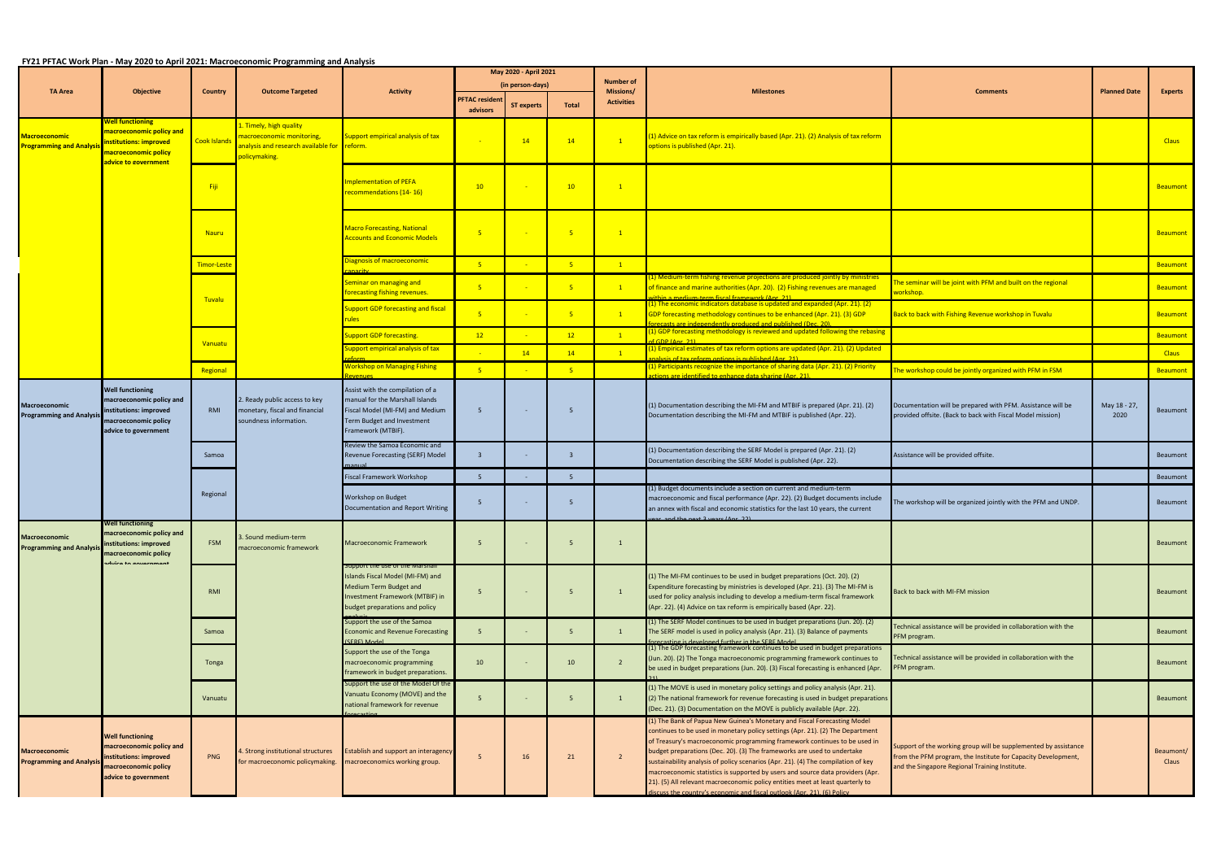## FY21 PFTAC Work Plan - May 2020 to April 2021: Macroeconomic Programming and Analysis

| TA Area | Objective | Country | Outcome Targeted | Activity | May 2020 - April 2021 (in person-days) | | | Number of Missions/ Activities | Milestones | Comments | Planned Date | Experts |
|---|---|---|---|---|---|---|---|---|---|---|---|---|
| | | | | | PFTAC resident advisors | ST experts | Total | | | | | |
| Macroeconomic Programming and Analysis | Well functioning macroeconomic policy and institutions: improved macroeconomic policy advice to government | Cook Islands | 1. Timely, high quality macroeconomic monitoring, analysis and research available for policymaking. | Support empirical analysis of tax reform. | - | 14 | 14 | 1 | (1) Advice on tax reform is empirically based (Apr. 21). (2) Analysis of tax reform options is published (Apr. 21). | | | Claus |
| | | Fiji | | Implementation of PEFA recommendations (14- 16) | 10 | - | 10 | 1 | | | | Beaumont |
| | | Nauru | | Macro Forecasting, National Accounts and Economic Models | 5 | - | 5 | 1 | | | | Beaumont |
| | | Timor-Leste | | Diagnosis of macroeconomic capacity | 5 | - | 5 | 1 | | | | Beaumont |
| | | Tuvalu | | Seminar on managing and forecasting fishing revenues. | 5 | - | 5 | 1 | (1) Medium-term fishing revenue projections are produced jointly by ministries of finance and marine authorities (Apr. 20). (2) Fishing revenues are managed within a medium-term fiscal framework (Apr. 21). | The seminar will be joint with PFM and built on the regional workshop. | | Beaumont |
| | | | | Support GDP forecasting and fiscal rules | 5 | - | 5 | 1 | (1) The economic indicators database is updated and expanded (Apr. 21). (2) GDP forecasting methodology continues to be enhanced (Apr. 21). (3) GDP forecasts are independently produced and published (Dec. 20). | Back to back with Fishing Revenue workshop in Tuvalu | | Beaumont |
| | | Vanuatu | | Support GDP forecasting. | 12 | - | 12 | 1 | (1) GDP forecasting methodology is reviewed and updated following the rebasing of GDP (Apr. 21). | | | Beaumont |
| | | | | Support empirical analysis of tax reform | - | 14 | 14 | 1 | (1) Empirical estimates of tax reform options are updated (Apr. 21). (2) Updated analysis of tax reform options is published (Apr. 21). | | | Claus |
| | | Regional | | Workshop on Managing Fishing Revenues | 5 | - | 5 | | (1) Participants recognize the importance of sharing data (Apr. 21). (2) Priority actions are identified to enhance data sharing (Apr. 21). | The workshop could be jointly organized with PFM in FSM | | Beaumont |
| Macroeconomic Programming and Analysis | Well functioning macroeconomic policy and institutions: improved macroeconomic policy advice to government | RMI | 2. Ready public access to key monetary, fiscal and financial soundness information. | Assist with the compilation of a manual for the Marshall Islands Fiscal Model (MI-FM) and Medium Term Budget and Investment Framework (MTBIF). | 5 | - | 5 | | (1) Documentation describing the MI-FM and MTBIF is prepared (Apr. 21). (2) Documentation describing the MI-FM and MTBIF is published (Apr. 22). | Documentation will be prepared with PFM. Assistance will be provided offsite. (Back to back with Fiscal Model mission) | May 18 - 27, 2020 | Beaumont |
| | | Samoa | | Review the Samoa Economic and Revenue Forecasting (SERF) Model manual | 3 | - | 3 | | (1) Documentation describing the SERF Model is prepared (Apr. 21). (2) Documentation describing the SERF Model is published (Apr. 22). | Assistance will be provided offsite. | | Beaumont |
| | | | | Fiscal Framework Workshop | 5 | - | 5 | | | | | Beaumont |
| | | Regional | | Workshop on Budget Documentation and Report Writing | 5 | - | 5 | | (1) Budget documents include a section on current and medium-term macroeconomic and fiscal performance (Apr. 22). (2) Budget documents include an annex with fiscal and economic statistics for the last 10 years, the current year, and the next 3 years (Apr. 22). | The workshop will be organized jointly with the PFM and UNDP. | | Beaumont |
| Macroeconomic Programming and Analysis | Well functioning macroeconomic policy and institutions: improved macroeconomic policy advice to government | FSM | 3. Sound medium-term macroeconomic framework | Macroeconomic Framework | 5 | - | 5 | 1 | | | | Beaumont |
| | | RMI | | Support the use of the Marshall Islands Fiscal Model (MI-FM) and Medium Term Budget and Investment Framework (MTBIF) in budget preparations and policy analysis | 5 | - | 5 | 1 | (1) The MI-FM continues to be used in budget preparations (Oct. 20). (2) Expenditure forecasting by ministries is developed (Apr. 21). (3) The MI-FM is used for policy analysis including to develop a medium-term fiscal framework (Apr. 22). (4) Advice on tax reform is empirically based (Apr. 22). | Back to back with MI-FM mission | | Beaumont |
| | | Samoa | | Support the use of the Samoa Economic and Revenue Forecasting (SERF) Model | 5 | - | 5 | 1 | (1) The SERF Model continues to be used in budget preparations (Jun. 20). (2) The SERF model is used in policy analysis (Apr. 21). (3) Balance of payments forecasting is developed further in the SERF Model | Technical assistance will be provided in collaboration with the PFM program. | | Beaumont |
| | | Tonga | | Support the use of the Tonga macroeconomic programming framework in budget preparations. | 10 | - | 10 | 2 | (1) The GDP forecasting framework continues to be used in budget preparations (Jun. 20). (2) The Tonga macroeconomic programming framework continues to be used in budget preparations (Jun. 20). (3) Fiscal forecasting is enhanced (Apr. 21) | Technical assistance will be provided in collaboration with the PFM program. | | Beaumont |
| | | Vanuatu | | Support the use of the Model Of the Vanuatu Economy (MOVE) and the national framework for revenue forecasting | 5 | - | 5 | 1 | (1) The MOVE is used in monetary policy settings and policy analysis (Apr. 21). (2) The national framework for revenue forecasting is used in budget preparations (Dec. 21). (3) Documentation on the MOVE is publicly available (Apr. 22). | | | Beaumont |
| Macroeconomic Programming and Analysis | Well functioning macroeconomic policy and institutions: improved macroeconomic policy advice to government | PNG | 4. Strong institutional structures for macroeconomic policymaking. | Establish and support an interagency macroeconomics working group. | 5 | 16 | 21 | 2 | (1) The Bank of Papua New Guinea's Monetary and Fiscal Forecasting Model continues to be used in monetary policy settings (Apr. 21). (2) The Department of Treasury's macroeconomic programming framework continues to be used in budget preparations (Dec. 20). (3) The frameworks are used to undertake sustainability analysis of policy scenarios (Apr. 21). (4) The compilation of key macroeconomic statistics is supported by users and source data providers (Apr. 21). (5) All relevant macroeconomic policy entities meet at least quarterly to discuss the country's economic and fiscal outlook (Apr. 21). (6) Policy | Support of the working group will be supplemented by assistance from the PFM program, the Institute for Capacity Development, and the Singapore Regional Training Institute. | | Beaumont/ Claus |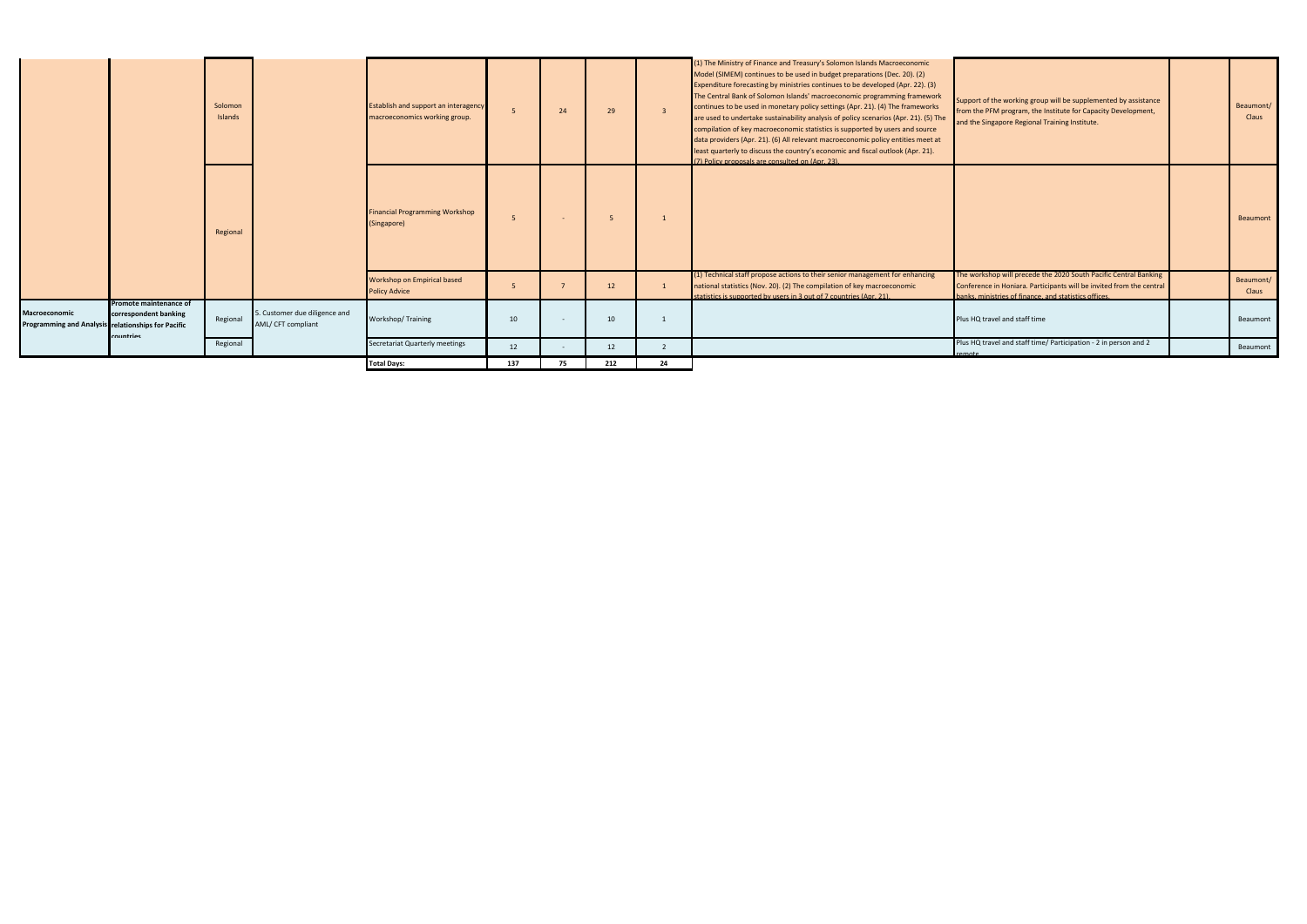| | | | | | | | | | | | | |
|---|---|---|---|---|---|---|---|---|---|---|---|---|
| | | Solomon Islands | | Establish and support an interagency macroeconomics working group. | 5 | 24 | 29 | 3 | (1) The Ministry of Finance and Treasury's Solomon Islands Macroeconomic Model (SIMEM) continues to be used in budget preparations (Dec. 20). (2) Expenditure forecasting by ministries continues to be developed (Apr. 22). (3) The Central Bank of Solomon Islands' macroeconomic programming framework continues to be used in monetary policy settings (Apr. 21). (4) The frameworks are used to undertake sustainability analysis of policy scenarios (Apr. 21). (5) The compilation of key macroeconomic statistics is supported by users and source data providers (Apr. 21). (6) All relevant macroeconomic policy entities meet at least quarterly to discuss the country's economic and fiscal outlook (Apr. 21). (7) Policy proposals are consulted on (Apr. 23). | Support of the working group will be supplemented by assistance from the PFM program, the Institute for Capacity Development, and the Singapore Regional Training Institute. | | Beaumont/ Claus |
| | | Regional | | Financial Programming Workshop (Singapore) | 5 | - | 5 | 1 | | | | Beaumont |
| | | | | Workshop on Empirical based Policy Advice | 5 | 7 | 12 | 1 | (1) Technical staff propose actions to their senior management for enhancing national statistics (Nov. 20). (2) The compilation of key macroeconomic statistics is supported by users in 3 out of 7 countries (Apr. 21). | The workshop will precede the 2020 South Pacific Central Banking Conference in Honiara. Participants will be invited from the central banks, ministries of finance, and statistics offices. | | Beaumont/ Claus |
| **Macroeconomic Programming and Analysis** | **Promote maintenance of correspondent banking relationships for Pacific countries** | Regional | 5. Customer due diligence and AML/ CFT compliant | Workshop/ Training | 10 | - | 10 | 1 | | Plus HQ travel and staff time | | Beaumont |
| | | Regional | | Secretariat Quarterly meetings | 12 | - | 12 | 2 | | Plus HQ travel and staff time/ Participation - 2 in person and 2 remote | | Beaumont |
| | | | | **Total Days:** | **137** | **75** | **212** | **24** | | | | |